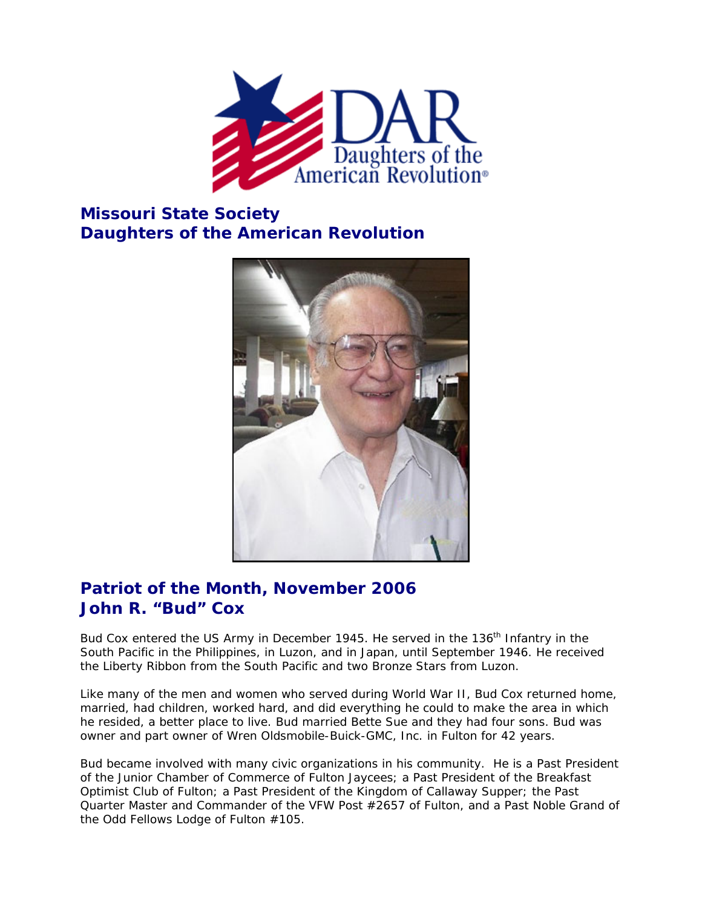# Missouri State Society
# Daughters of the American Revolution

## Patriot of the Month, November 2006
## John R. "Bud" Cox

Bud Cox entered the US Army in December 1945. He served in the 136th Infantry in the South Pacific in the Philippines, in Luzon, and in Japan, until September 1946. He received the Liberty Ribbon from the South Pacific and two Bronze Stars from Luzon.

Like many of the men and women who served during World War II, Bud Cox returned home, married, had children, worked hard, and did everything he could to make the area in which he resided, a better place to live. Bud married Bette Sue and they had four sons. Bud was owner and part owner of Wren Oldsmobile-Buick-GMC, Inc. in Fulton for 42 years.

Bud became involved with many civic organizations in his community. He is a Past President of the Junior Chamber of Commerce of Fulton Jaycees; a Past President of the Breakfast Optimist Club of Fulton; a Past President of the Kingdom of Callaway Supper; the Past Quarter Master and Commander of the VFW Post #2657 of Fulton, and a Past Noble Grand of the Odd Fellows Lodge of Fulton #105.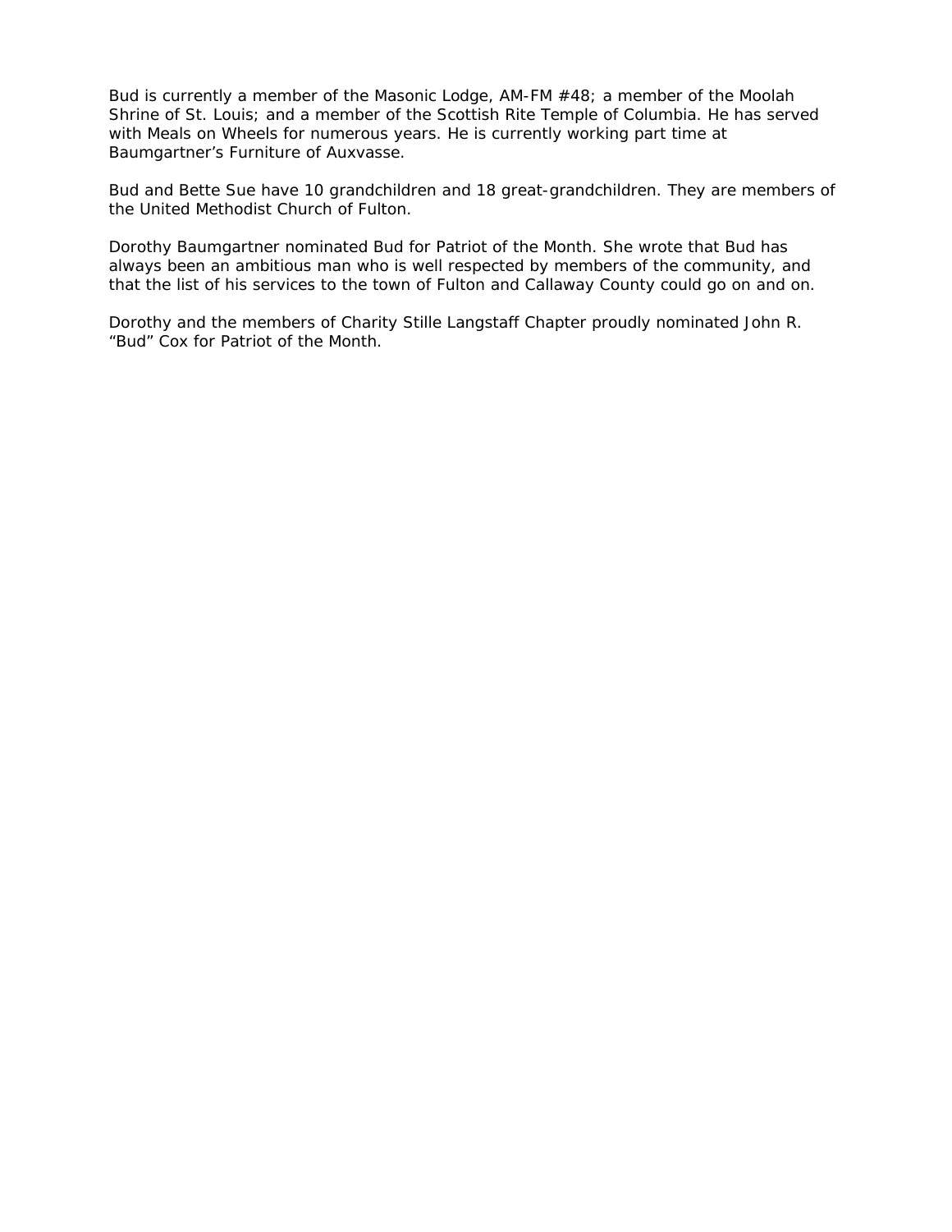Bud is currently a member of the Masonic Lodge, AM-FM #48; a member of the Moolah Shrine of St. Louis; and a member of the Scottish Rite Temple of Columbia. He has served with Meals on Wheels for numerous years. He is currently working part time at Baumgartner's Furniture of Auxvasse.

Bud and Bette Sue have 10 grandchildren and 18 great-grandchildren. They are members of the United Methodist Church of Fulton.

Dorothy Baumgartner nominated Bud for Patriot of the Month. She wrote that Bud has always been an ambitious man who is well respected by members of the community, and that the list of his services to the town of Fulton and Callaway County could go on and on.

Dorothy and the members of Charity Stille Langstaff Chapter proudly nominated John R. "Bud" Cox for Patriot of the Month.